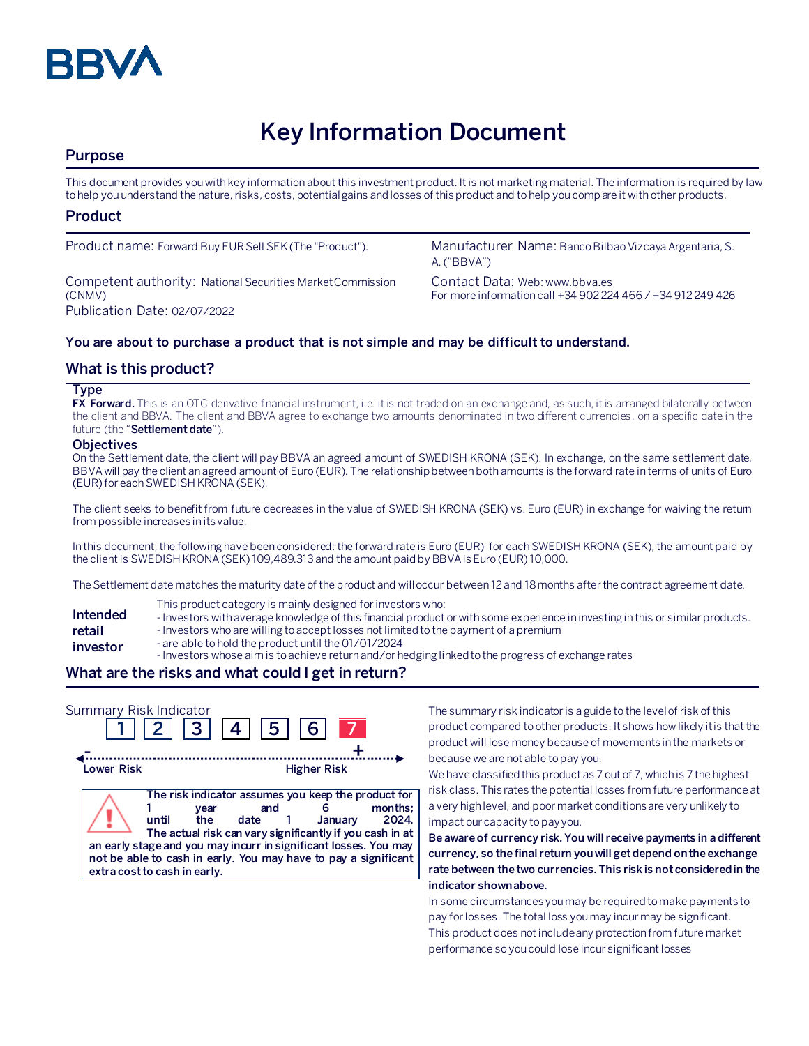# Key Information Document

## Purpose

This document provides you with key information about this investment product. It is not marketing material. The information is required by law to help you understand the nature, risks, costs, potential gains and losses of this product and to help you compare it with other products.

## Product

Product name: Forward Buy EUR Sell SEK (The "Product").

Manufacturer Name: Banco Bilbao Vizcaya Argentaria, S. A. ("BBVA")

Competent authority: National Securities Market Commission (CNMV)

Contact Data: Web: www.bbva.es
For more information call +34 902 224 466 / +34 912 249 426

Publication Date: 02/07/2022

**You are about to purchase a product that is not simple and may be difficult to understand.**

## What is this product?

### Type

**FX Forward.** This is an OTC derivative financial instrument, i.e. it is not traded on an exchange and, as such, it is arranged bilaterally between the client and BBVA. The client and BBVA agree to exchange two amounts denominated in two different currencies, on a specific date in the future (the "**Settlement date**").

### Objectives

On the Settlement date, the client will pay BBVA an agreed amount of SWEDISH KRONA (SEK). In exchange, on the same settlement date, BBVA will pay the client an agreed amount of Euro (EUR). The relationship between both amounts is the forward rate in terms of units of Euro (EUR) for each SWEDISH KRONA (SEK).

The client seeks to benefit from future decreases in the value of SWEDISH KRONA (SEK) vs. Euro (EUR) in exchange for waiving the return from possible increases in its value.

In this document, the following have been considered: the forward rate is Euro (EUR) for each SWEDISH KRONA (SEK), the amount paid by the client is SWEDISH KRONA (SEK) 109,489.313 and the amount paid by BBVA is Euro (EUR) 10,000.

The Settlement date matches the maturity date of the product and will occur between 12 and 18 months after the contract agreement date.

### Intended retail investor

This product category is mainly designed for investors who:
- Investors with average knowledge of this financial product or with some experience in investing in this or similar products.
- Investors who are willing to accept losses not limited to the payment of a premium
- are able to hold the product until the 01/01/2024
- Investors whose aim is to achieve return and/or hedging linked to the progress of exchange rates

## What are the risks and what could I get in return?

Summary Risk Indicator

1 | 2 | 3 | 4 | 5 | 6 | **7**

Lower Risk — Higher Risk

**The risk indicator assumes you keep the product for 1 year and 6 months; until the date 1 January 2024. The actual risk can vary significantly if you cash in at an early stage and you may incurr in significant losses. You may not be able to cash in early. You may have to pay a significant extra cost to cash in early.**

The summary risk indicator is a guide to the level of risk of this product compared to other products. It shows how likely it is that the product will lose money because of movements in the markets or because we are not able to pay you.

We have classified this product as 7 out of 7, which is 7 the highest risk class. This rates the potential losses from future performance at a very high level, and poor market conditions are very unlikely to impact our capacity to pay you.

**Be aware of currency risk. You will receive payments in a different currency, so the final return you will get depend on the exchange rate between the two currencies. This risk is not considered in the indicator shown above.**

In some circumstances you may be required to make payments to pay for losses. The total loss you may incur may be significant. This product does not include any protection from future market performance so you could lose incur significant losses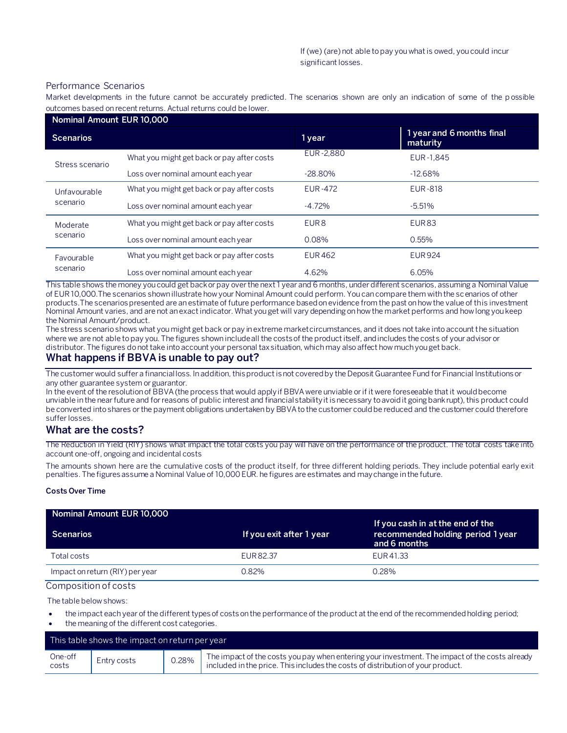If (we) (are) not able to pay you what is owed, you could incur significant losses.

Performance Scenarios

Market developments in the future cannot be accurately predicted. The scenarios shown are only an indication of some of the possible outcomes based on recent returns. Actual returns could be lower.

| Nominal Amount EUR 10,000 | | | |
|---|---|---|---|
| **Scenarios** | | **1 year** | **1 year and 6 months final maturity** |
| Stress scenario | What you might get back or pay after costs | EUR -2,880 | EUR -1,845 |
| | Loss over nominal amount each year | -28.80% | -12.68% |
| Unfavourable scenario | What you might get back or pay after costs | EUR -472 | EUR -818 |
| | Loss over nominal amount each year | -4.72% | -5.51% |
| Moderate scenario | What you might get back or pay after costs | EUR 8 | EUR 83 |
| | Loss over nominal amount each year | 0.08% | 0.55% |
| Favourable scenario | What you might get back or pay after costs | EUR 462 | EUR 924 |
| | Loss over nominal amount each year | 4.62% | 6.05% |

This table shows the money you could get back or pay over the next 1 year and 6 months, under different scenarios, assuming a Nominal Value of EUR 10,000.The scenarios shown illustrate how your Nominal Amount could perform. You can compare them with the scenarios of other products.The scenarios presented are an estimate of future performance based on evidence from the past on how the value of this investment Nominal Amount varies, and are not an exact indicator. What you get will vary depending on how the market performs and how long you keep the Nominal Amount/product.

The stress scenario shows what you might get back or pay in extreme market circumstances, and it does not take into account the situation where we are not able to pay you. The figures shown include all the costs of the product itself, and includes the costs of your advisor or distributor. The figures do not take into account your personal tax situation, which may also affect how much you get back.

## What happens if BBVA is unable to pay out?

The customer would suffer a financial loss. In addition, this product is not covered by the Deposit Guarantee Fund for Financial Institutions or any other guarantee system or guarantor.

In the event of the resolution of BBVA (the process that would apply if BBVA were unviable or if it were foreseeable that it would become unviable in the near future and for reasons of public interest and financial stability it is necessary to avoid it going bankrupt), this product could be converted into shares or the payment obligations undertaken by BBVA to the customer could be reduced and the customer could therefore suffer losses.

## What are the costs?

The Reduction in Yield (RIY) shows what impact the total costs you pay will have on the performance of the product. The total costs take into account one-off, ongoing and incidental costs

The amounts shown here are the cumulative costs of the product itself, for three different holding periods. They include potential early exit penalties. The figures assume a Nominal Value of 10,000 EUR. he figures are estimates and may change in the future.

**Costs Over Time**

| Nominal Amount EUR 10,000 | | |
|---|---|---|
| **Scenarios** | **If you exit after 1 year** | **If you cash in at the end of the recommended holding period 1 year and 6 months** |
| Total costs | EUR 82.37 | EUR 41.33 |
| Impact on return (RIY) per year | 0.82% | 0.28% |

Composition of costs

The table below shows:

- the impact each year of the different types of costs on the performance of the product at the end of the recommended holding period;
- the meaning of the different cost categories.

| This table shows the impact on return per year | | | |
|---|---|---|---|
| One-off costs | Entry costs | 0.28% | The impact of the costs you pay when entering your investment. The impact of the costs already included in the price. This includes the costs of distribution of your product. |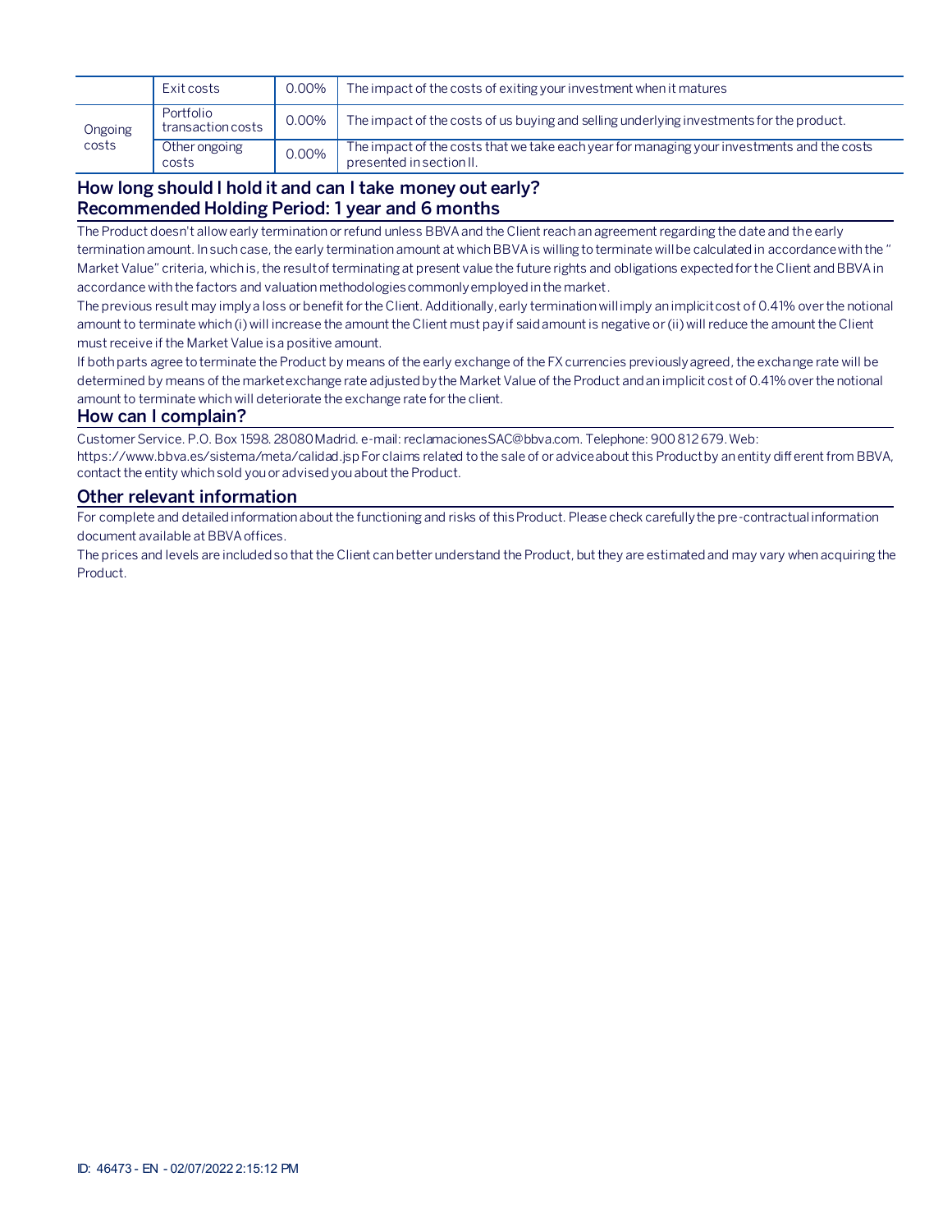| | | | |
|---|---|---|---|
| | Exit costs | 0.00% | The impact of the costs of exiting your investment when it matures |
| Ongoing costs | Portfolio transaction costs | 0.00% | The impact of the costs of us buying and selling underlying investments for the product. |
| | Other ongoing costs | 0.00% | The impact of the costs that we take each year for managing your investments and the costs presented in section II. |

## How long should I hold it and can I take money out early?
## Recommended Holding Period: 1 year and 6 months

The Product doesn't allow early termination or refund unless BBVA and the Client reach an agreement regarding the date and the early termination amount. In such case, the early termination amount at which BBVA is willing to terminate will be calculated in accordance with the " Market Value" criteria, which is, the result of terminating at present value the future rights and obligations expected for the Client and BBVA in accordance with the factors and valuation methodologies commonly employed in the market.

The previous result may imply a loss or benefit for the Client. Additionally, early termination will imply an implicit cost of 0.41% over the notional amount to terminate which (i) will increase the amount the Client must pay if said amount is negative or (ii) will reduce the amount the Client must receive if the Market Value is a positive amount.

If both parts agree to terminate the Product by means of the early exchange of the FX currencies previously agreed, the exchange rate will be determined by means of the market exchange rate adjusted by the Market Value of the Product and an implicit cost of 0.41% over the notional amount to terminate which will deteriorate the exchange rate for the client.

## How can I complain?

Customer Service. P.O. Box 1598. 28080 Madrid. e-mail: reclamacionesSAC@bbva.com. Telephone: 900 812 679. Web: https://www.bbva.es/sistema/meta/calidad.jsp For claims related to the sale of or advice about this Product by an entity different from BBVA, contact the entity which sold you or advised you about the Product.

## Other relevant information

For complete and detailed information about the functioning and risks of this Product. Please check carefully the pre-contractual information document available at BBVA offices.

The prices and levels are included so that the Client can better understand the Product, but they are estimated and may vary when acquiring the Product.

ID: 46473 - EN - 02/07/2022 2:15:12 PM